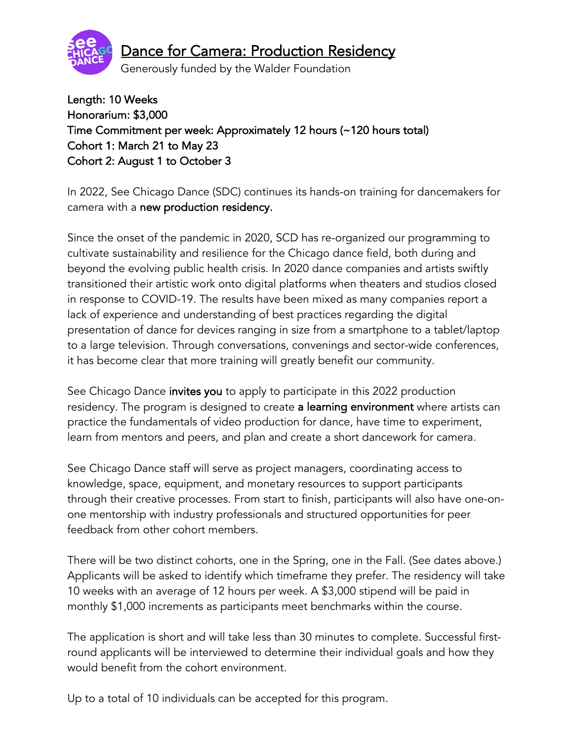# Dance for Camera: Production Residency

Generously funded by the Walder Foundation

**Length: 10 Weeks**
**Honorarium: $3,000**
**Time Commitment per week: Approximately 12 hours (~120 hours total)**
**Cohort 1: March 21 to May 23**
**Cohort 2: August 1 to October 3**

In 2022, See Chicago Dance (SDC) continues its hands-on training for dancemakers for camera with a **new production residency.**

Since the onset of the pandemic in 2020, SCD has re-organized our programming to cultivate sustainability and resilience for the Chicago dance field, both during and beyond the evolving public health crisis. In 2020 dance companies and artists swiftly transitioned their artistic work onto digital platforms when theaters and studios closed in response to COVID-19. The results have been mixed as many companies report a lack of experience and understanding of best practices regarding the digital presentation of dance for devices ranging in size from a smartphone to a tablet/laptop to a large television. Through conversations, convenings and sector-wide conferences, it has become clear that more training will greatly benefit our community.

See Chicago Dance **invites you** to apply to participate in this 2022 production residency. The program is designed to create **a learning environment** where artists can practice the fundamentals of video production for dance, have time to experiment, learn from mentors and peers, and plan and create a short dancework for camera.

See Chicago Dance staff will serve as project managers, coordinating access to knowledge, space, equipment, and monetary resources to support participants through their creative processes. From start to finish, participants will also have one-on-one mentorship with industry professionals and structured opportunities for peer feedback from other cohort members.

There will be two distinct cohorts, one in the Spring, one in the Fall. (See dates above.) Applicants will be asked to identify which timeframe they prefer. The residency will take 10 weeks with an average of 12 hours per week. A $3,000 stipend will be paid in monthly $1,000 increments as participants meet benchmarks within the course.

The application is short and will take less than 30 minutes to complete. Successful first-round applicants will be interviewed to determine their individual goals and how they would benefit from the cohort environment.

Up to a total of 10 individuals can be accepted for this program.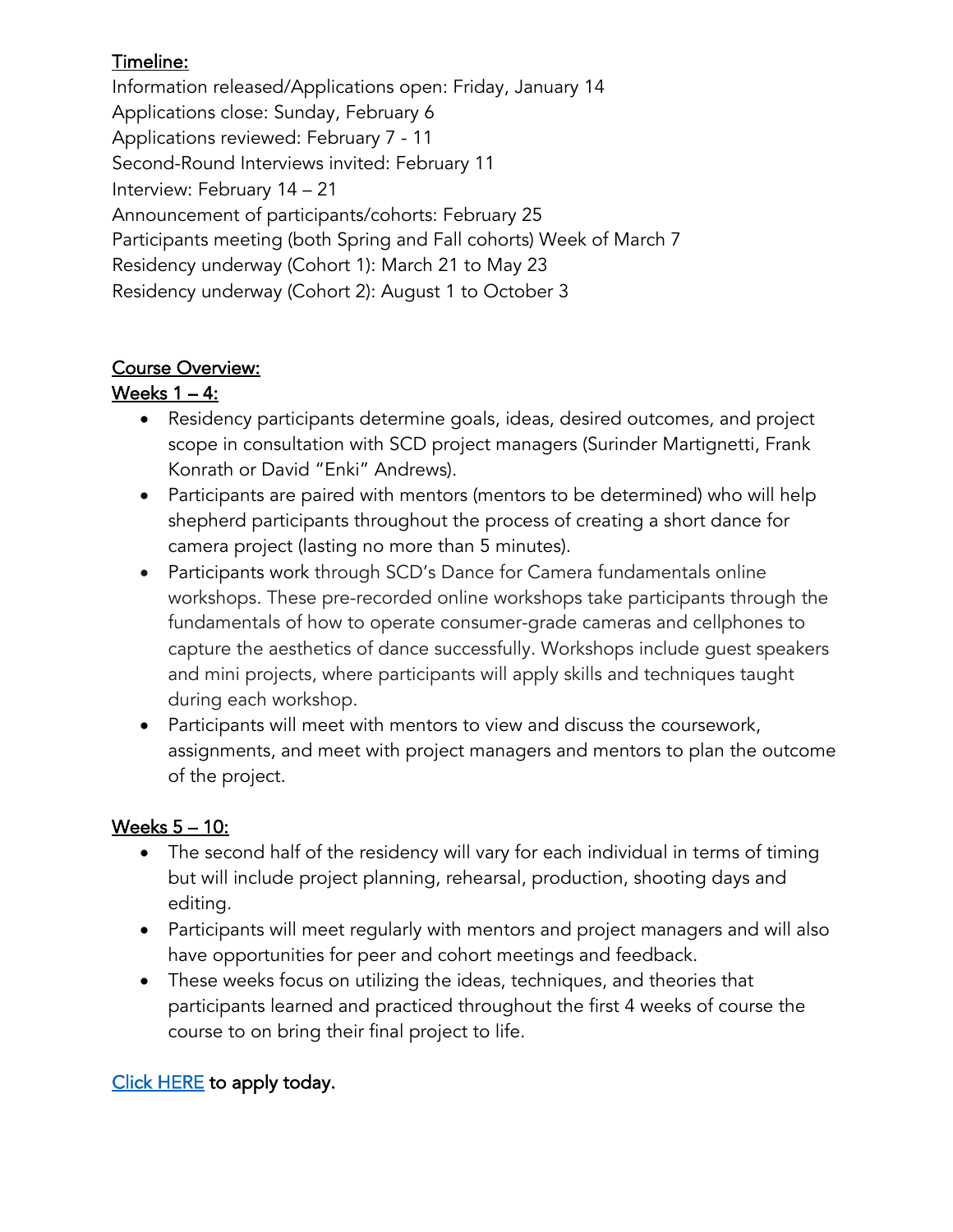Timeline:

Information released/Applications open: Friday, January 14
Applications close: Sunday, February 6
Applications reviewed: February 7 - 11
Second-Round Interviews invited: February 11
Interview: February 14 – 21
Announcement of participants/cohorts: February 25
Participants meeting (both Spring and Fall cohorts) Week of March 7
Residency underway (Cohort 1): March 21 to May 23
Residency underway (Cohort 2): August 1 to October 3

Course Overview:

Weeks 1 – 4:

- Residency participants determine goals, ideas, desired outcomes, and project scope in consultation with SCD project managers (Surinder Martignetti, Frank Konrath or David "Enki" Andrews).
- Participants are paired with mentors (mentors to be determined) who will help shepherd participants throughout the process of creating a short dance for camera project (lasting no more than 5 minutes).
- Participants work through SCD's Dance for Camera fundamentals online workshops. These pre-recorded online workshops take participants through the fundamentals of how to operate consumer-grade cameras and cellphones to capture the aesthetics of dance successfully. Workshops include guest speakers and mini projects, where participants will apply skills and techniques taught during each workshop.
- Participants will meet with mentors to view and discuss the coursework, assignments, and meet with project managers and mentors to plan the outcome of the project.

Weeks 5 – 10:

- The second half of the residency will vary for each individual in terms of timing but will include project planning, rehearsal, production, shooting days and editing.
- Participants will meet regularly with mentors and project managers and will also have opportunities for peer and cohort meetings and feedback.
- These weeks focus on utilizing the ideas, techniques, and theories that participants learned and practiced throughout the first 4 weeks of course the course to on bring their final project to life.

Click HERE to apply today.